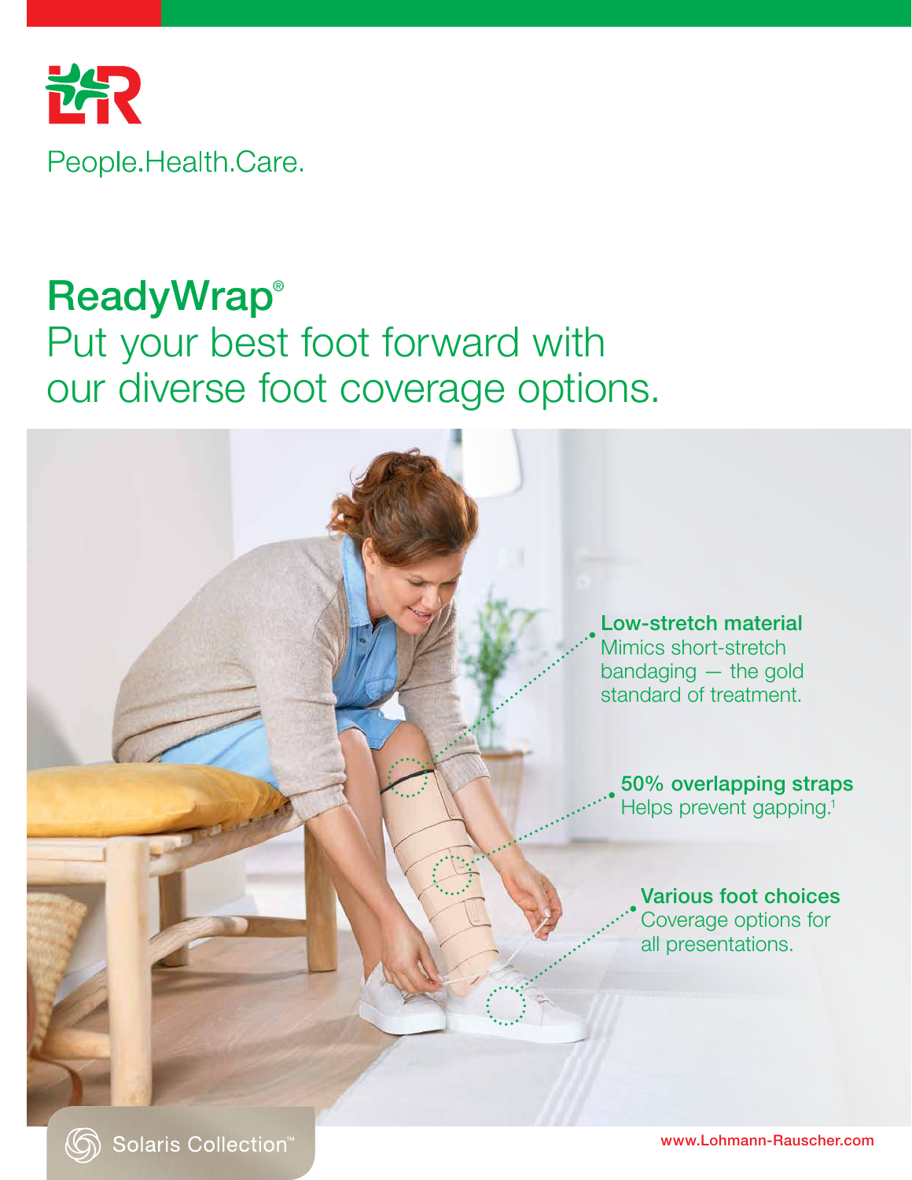People.Health.Care.

# ReadyWrap®

## Put your best foot forward with our diverse foot coverage options.

**Low-stretch material**
Mimics short-stretch bandaging — the gold standard of treatment.

**50% overlapping straps**
Helps prevent gapping.[1]

**Various foot choices**
Coverage options for all presentations.

Solaris Collection™

www.Lohmann-Rauscher.com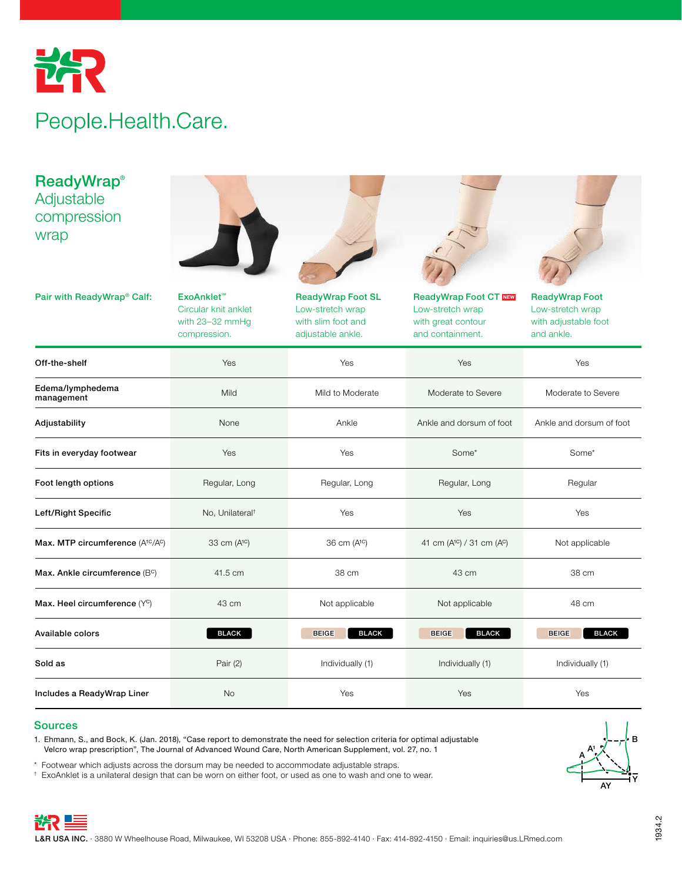People.Health.Care.

# ReadyWrap® Adjustable compression wrap

| Pair with ReadyWrap® Calf: | ExoAnklet™ Circular knit anklet with 23–32 mmHg compression. | ReadyWrap Foot SL Low-stretch wrap with slim foot and adjustable ankle. | ReadyWrap Foot CT NEW Low-stretch wrap with great contour and containment. | ReadyWrap Foot Low-stretch wrap with adjustable foot and ankle. |
|---|---|---|---|---|
| **Off-the-shelf** | Yes | Yes | Yes | Yes |
| **Edema/lymphedema management** | Mild | Mild to Moderate | Moderate to Severe | Moderate to Severe |
| **Adjustability** | None | Ankle | Ankle and dorsum of foot | Ankle and dorsum of foot |
| **Fits in everyday footwear** | Yes | Yes | Some* | Some* |
| **Foot length options** | Regular, Long | Regular, Long | Regular, Long | Regular |
| **Left/Right Specific** | No, Unilateral† | Yes | Yes | Yes |
| **Max. MTP circumference** ($A^{1c}/A^{c}$) | 33 cm ($A^{1c}$) | 36 cm ($A^{1c}$) | 41 cm ($A^{1c}$) / 31 cm ($A^{c}$) | Not applicable |
| **Max. Ankle circumference** ($B^{c}$) | 41.5 cm | 38 cm | 43 cm | 38 cm |
| **Max. Heel circumference** ($Y^{c}$) | 43 cm | Not applicable | Not applicable | 48 cm |
| **Available colors** | BLACK | BEIGE, BLACK | BEIGE, BLACK | BEIGE, BLACK |
| **Sold as** | Pair (2) | Individually (1) | Individually (1) | Individually (1) |
| **Includes a ReadyWrap Liner** | No | Yes | Yes | Yes |

## Sources

1. Ehmann, S., and Bock, K. (Jan. 2018), "Case report to demonstrate the need for selection criteria for optimal adjustable Velcro wrap prescription", The Journal of Advanced Wound Care, North American Supplement, vol. 27, no. 1

\* Footwear which adjusts across the dorsum may be needed to accommodate adjustable straps.

† ExoAnklet is a unilateral design that can be worn on either foot, or used as one to wash and one to wear.

B
A¹
A
Y
AY

**L&R USA INC.** · 3880 W Wheelhouse Road, Milwaukee, WI 53208 USA · Phone: 855-892-4140 · Fax: 414-892-4150 · Email: inquiries@us.LRmed.com

1934.2